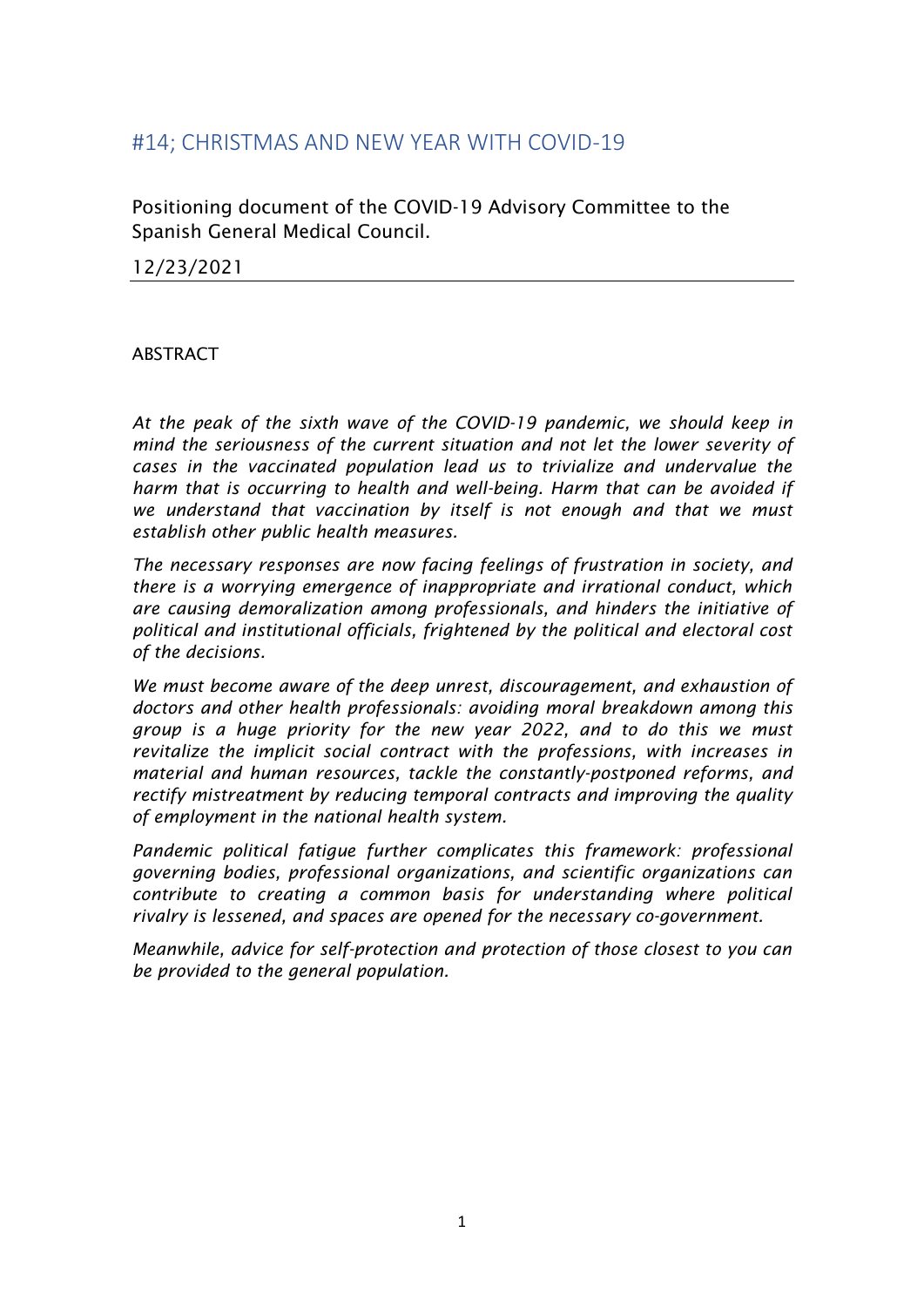# #14; CHRISTMAS AND NEW YEAR WITH COVID-19

Positioning document of the COVID-19 Advisory Committee to the Spanish General Medical Council.

12/23/2021

---

ABSTRACT

*At the peak of the sixth wave of the COVID-19 pandemic, we should keep in mind the seriousness of the current situation and not let the lower severity of cases in the vaccinated population lead us to trivialize and undervalue the harm that is occurring to health and well-being. Harm that can be avoided if we understand that vaccination by itself is not enough and that we must establish other public health measures.*

*The necessary responses are now facing feelings of frustration in society, and there is a worrying emergence of inappropriate and irrational conduct, which are causing demoralization among professionals, and hinders the initiative of political and institutional officials, frightened by the political and electoral cost of the decisions.*

*We must become aware of the deep unrest, discouragement, and exhaustion of doctors and other health professionals: avoiding moral breakdown among this group is a huge priority for the new year 2022, and to do this we must revitalize the implicit social contract with the professions, with increases in material and human resources, tackle the constantly-postponed reforms, and rectify mistreatment by reducing temporal contracts and improving the quality of employment in the national health system.*

*Pandemic political fatigue further complicates this framework: professional governing bodies, professional organizations, and scientific organizations can contribute to creating a common basis for understanding where political rivalry is lessened, and spaces are opened for the necessary co-government.*

*Meanwhile, advice for self-protection and protection of those closest to you can be provided to the general population.*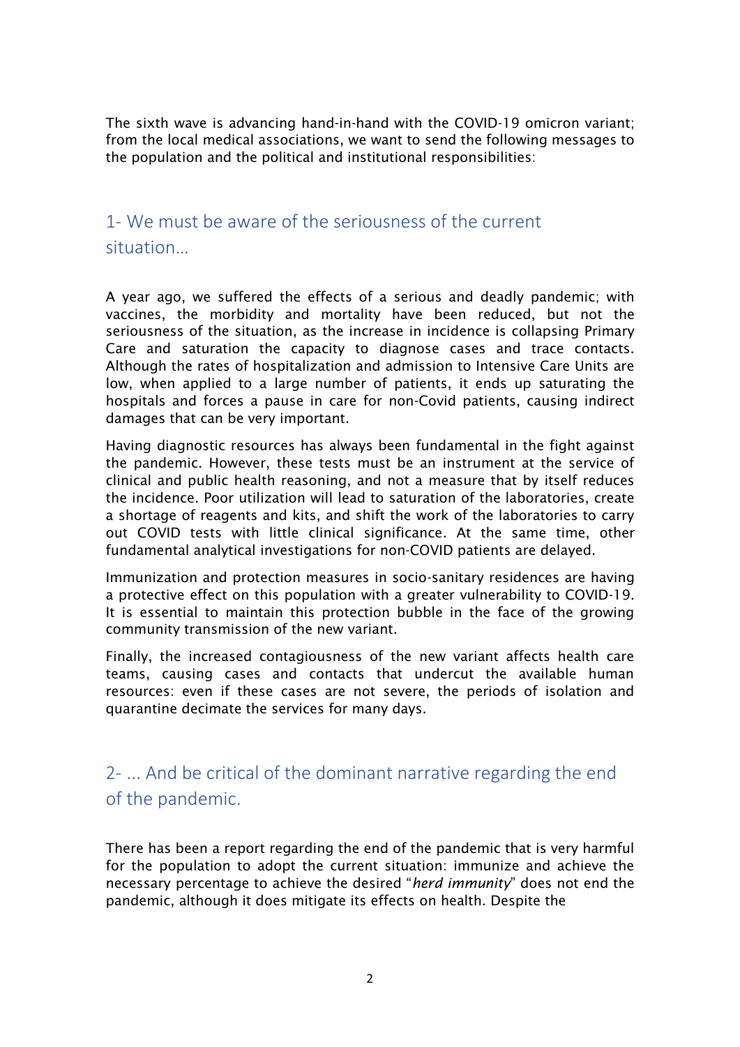The sixth wave is advancing hand-in-hand with the COVID-19 omicron variant; from the local medical associations, we want to send the following messages to the population and the political and institutional responsibilities:

## 1- We must be aware of the seriousness of the current situation...

A year ago, we suffered the effects of a serious and deadly pandemic; with vaccines, the morbidity and mortality have been reduced, but not the seriousness of the situation, as the increase in incidence is collapsing Primary Care and saturation the capacity to diagnose cases and trace contacts. Although the rates of hospitalization and admission to Intensive Care Units are low, when applied to a large number of patients, it ends up saturating the hospitals and forces a pause in care for non-Covid patients, causing indirect damages that can be very important.

Having diagnostic resources has always been fundamental in the fight against the pandemic. However, these tests must be an instrument at the service of clinical and public health reasoning, and not a measure that by itself reduces the incidence. Poor utilization will lead to saturation of the laboratories, create a shortage of reagents and kits, and shift the work of the laboratories to carry out COVID tests with little clinical significance. At the same time, other fundamental analytical investigations for non-COVID patients are delayed.

Immunization and protection measures in socio-sanitary residences are having a protective effect on this population with a greater vulnerability to COVID-19. It is essential to maintain this protection bubble in the face of the growing community transmission of the new variant.

Finally, the increased contagiousness of the new variant affects health care teams, causing cases and contacts that undercut the available human resources: even if these cases are not severe, the periods of isolation and quarantine decimate the services for many days.

## 2- ... And be critical of the dominant narrative regarding the end of the pandemic.

There has been a report regarding the end of the pandemic that is very harmful for the population to adopt the current situation: immunize and achieve the necessary percentage to achieve the desired "*herd immunity*" does not end the pandemic, although it does mitigate its effects on health. Despite the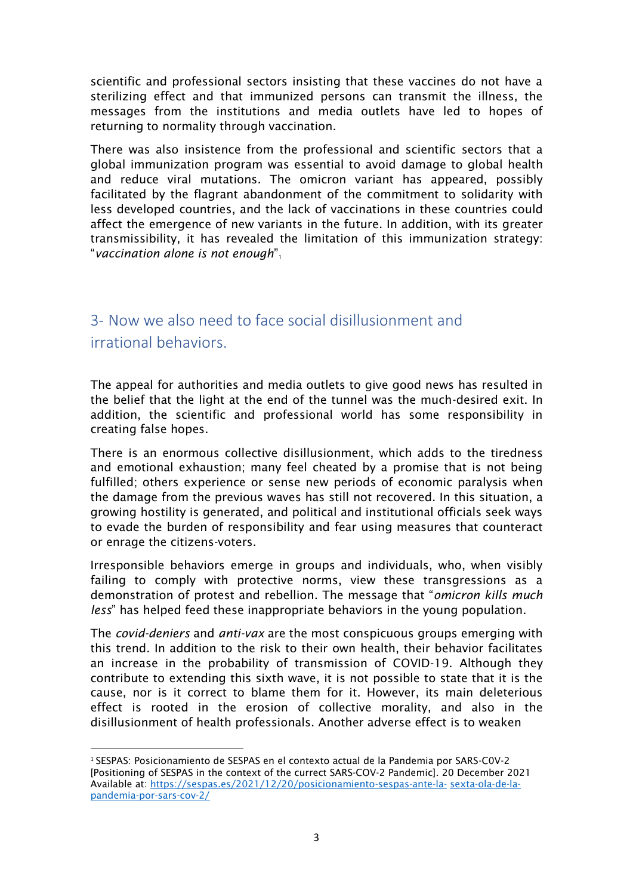scientific and professional sectors insisting that these vaccines do not have a sterilizing effect and that immunized persons can transmit the illness, the messages from the institutions and media outlets have led to hopes of returning to normality through vaccination.

There was also insistence from the professional and scientific sectors that a global immunization program was essential to avoid damage to global health and reduce viral mutations. The omicron variant has appeared, possibly facilitated by the flagrant abandonment of the commitment to solidarity with less developed countries, and the lack of vaccinations in these countries could affect the emergence of new variants in the future. In addition, with its greater transmissibility, it has revealed the limitation of this immunization strategy: "*vaccination alone is not enough*"[1]

## 3- Now we also need to face social disillusionment and irrational behaviors.

The appeal for authorities and media outlets to give good news has resulted in the belief that the light at the end of the tunnel was the much-desired exit. In addition, the scientific and professional world has some responsibility in creating false hopes.

There is an enormous collective disillusionment, which adds to the tiredness and emotional exhaustion; many feel cheated by a promise that is not being fulfilled; others experience or sense new periods of economic paralysis when the damage from the previous waves has still not recovered. In this situation, a growing hostility is generated, and political and institutional officials seek ways to evade the burden of responsibility and fear using measures that counteract or enrage the citizens-voters.

Irresponsible behaviors emerge in groups and individuals, who, when visibly failing to comply with protective norms, view these transgressions as a demonstration of protest and rebellion. The message that "*omicron kills much less*" has helped feed these inappropriate behaviors in the young population.

The *covid-deniers* and *anti-vax* are the most conspicuous groups emerging with this trend. In addition to the risk to their own health, their behavior facilitates an increase in the probability of transmission of COVID-19. Although they contribute to extending this sixth wave, it is not possible to state that it is the cause, nor is it correct to blame them for it. However, its main deleterious effect is rooted in the erosion of collective morality, and also in the disillusionment of health professionals. Another adverse effect is to weaken

---

[1] SESPAS: Posicionamiento de SESPAS en el contexto actual de la Pandemia por SARS-C0V-2 [Positioning of SESPAS in the context of the currect SARS-COV-2 Pandemic]. 20 December 2021 Available at: [https://sespas.es/2021/12/20/posicionamiento-sespas-ante-la- sexta-ola-de-la-pandemia-por-sars-cov-2/](https://sespas.es/2021/12/20/posicionamiento-sespas-ante-la-sexta-ola-de-la-pandemia-por-sars-cov-2/)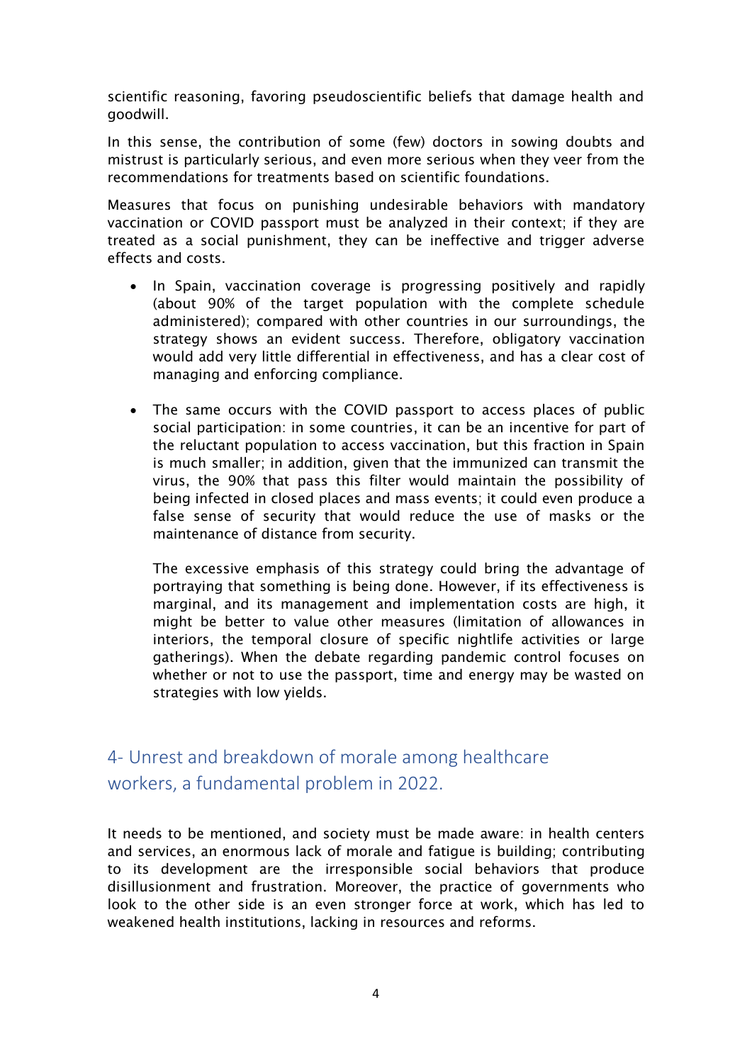scientific reasoning, favoring pseudoscientific beliefs that damage health and goodwill.

In this sense, the contribution of some (few) doctors in sowing doubts and mistrust is particularly serious, and even more serious when they veer from the recommendations for treatments based on scientific foundations.

Measures that focus on punishing undesirable behaviors with mandatory vaccination or COVID passport must be analyzed in their context; if they are treated as a social punishment, they can be ineffective and trigger adverse effects and costs.

- In Spain, vaccination coverage is progressing positively and rapidly (about 90% of the target population with the complete schedule administered); compared with other countries in our surroundings, the strategy shows an evident success. Therefore, obligatory vaccination would add very little differential in effectiveness, and has a clear cost of managing and enforcing compliance.

- The same occurs with the COVID passport to access places of public social participation: in some countries, it can be an incentive for part of the reluctant population to access vaccination, but this fraction in Spain is much smaller; in addition, given that the immunized can transmit the virus, the 90% that pass this filter would maintain the possibility of being infected in closed places and mass events; it could even produce a false sense of security that would reduce the use of masks or the maintenance of distance from security.

  The excessive emphasis of this strategy could bring the advantage of portraying that something is being done. However, if its effectiveness is marginal, and its management and implementation costs are high, it might be better to value other measures (limitation of allowances in interiors, the temporal closure of specific nightlife activities or large gatherings). When the debate regarding pandemic control focuses on whether or not to use the passport, time and energy may be wasted on strategies with low yields.

## 4- Unrest and breakdown of morale among healthcare workers, a fundamental problem in 2022.

It needs to be mentioned, and society must be made aware: in health centers and services, an enormous lack of morale and fatigue is building; contributing to its development are the irresponsible social behaviors that produce disillusionment and frustration. Moreover, the practice of governments who look to the other side is an even stronger force at work, which has led to weakened health institutions, lacking in resources and reforms.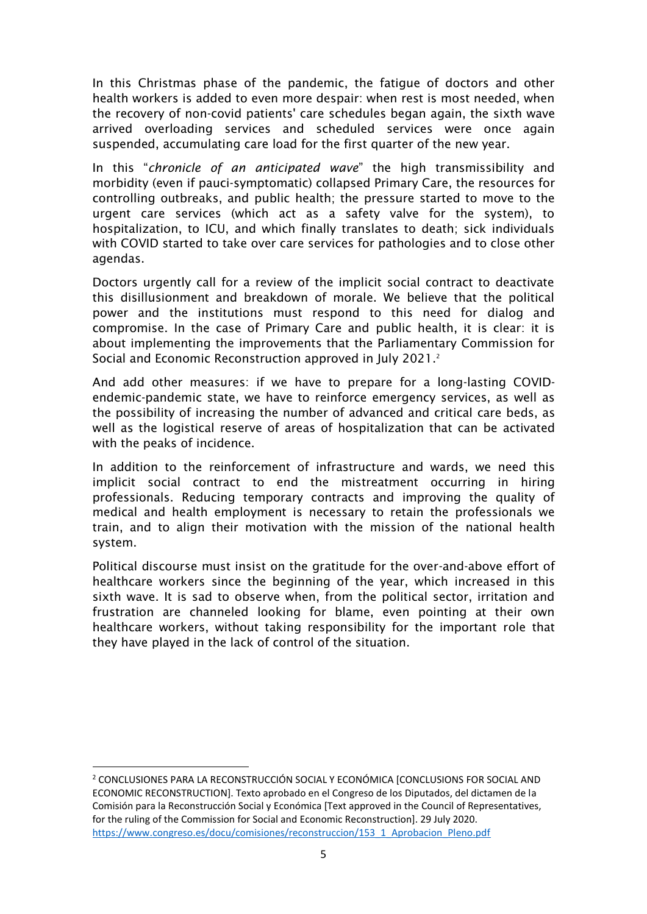In this Christmas phase of the pandemic, the fatigue of doctors and other health workers is added to even more despair: when rest is most needed, when the recovery of non-covid patients' care schedules began again, the sixth wave arrived overloading services and scheduled services were once again suspended, accumulating care load for the first quarter of the new year.

In this "*chronicle of an anticipated wave*" the high transmissibility and morbidity (even if pauci-symptomatic) collapsed Primary Care, the resources for controlling outbreaks, and public health; the pressure started to move to the urgent care services (which act as a safety valve for the system), to hospitalization, to ICU, and which finally translates to death; sick individuals with COVID started to take over care services for pathologies and to close other agendas.

Doctors urgently call for a review of the implicit social contract to deactivate this disillusionment and breakdown of morale. We believe that the political power and the institutions must respond to this need for dialog and compromise. In the case of Primary Care and public health, it is clear: it is about implementing the improvements that the Parliamentary Commission for Social and Economic Reconstruction approved in July 2021.[2]

And add other measures: if we have to prepare for a long-lasting COVID-endemic-pandemic state, we have to reinforce emergency services, as well as the possibility of increasing the number of advanced and critical care beds, as well as the logistical reserve of areas of hospitalization that can be activated with the peaks of incidence.

In addition to the reinforcement of infrastructure and wards, we need this implicit social contract to end the mistreatment occurring in hiring professionals. Reducing temporary contracts and improving the quality of medical and health employment is necessary to retain the professionals we train, and to align their motivation with the mission of the national health system.

Political discourse must insist on the gratitude for the over-and-above effort of healthcare workers since the beginning of the year, which increased in this sixth wave. It is sad to observe when, from the political sector, irritation and frustration are channeled looking for blame, even pointing at their own healthcare workers, without taking responsibility for the important role that they have played in the lack of control of the situation.

---

[2] CONCLUSIONES PARA LA RECONSTRUCCIÓN SOCIAL Y ECONÓMICA [CONCLUSIONS FOR SOCIAL AND ECONOMIC RECONSTRUCTION]. Texto aprobado en el Congreso de los Diputados, del dictamen de la Comisión para la Reconstrucción Social y Económica [Text approved in the Council of Representatives, for the ruling of the Commission for Social and Economic Reconstruction]. 29 July 2020. https://www.congreso.es/docu/comisiones/reconstruccion/153_1_Aprobacion_Pleno.pdf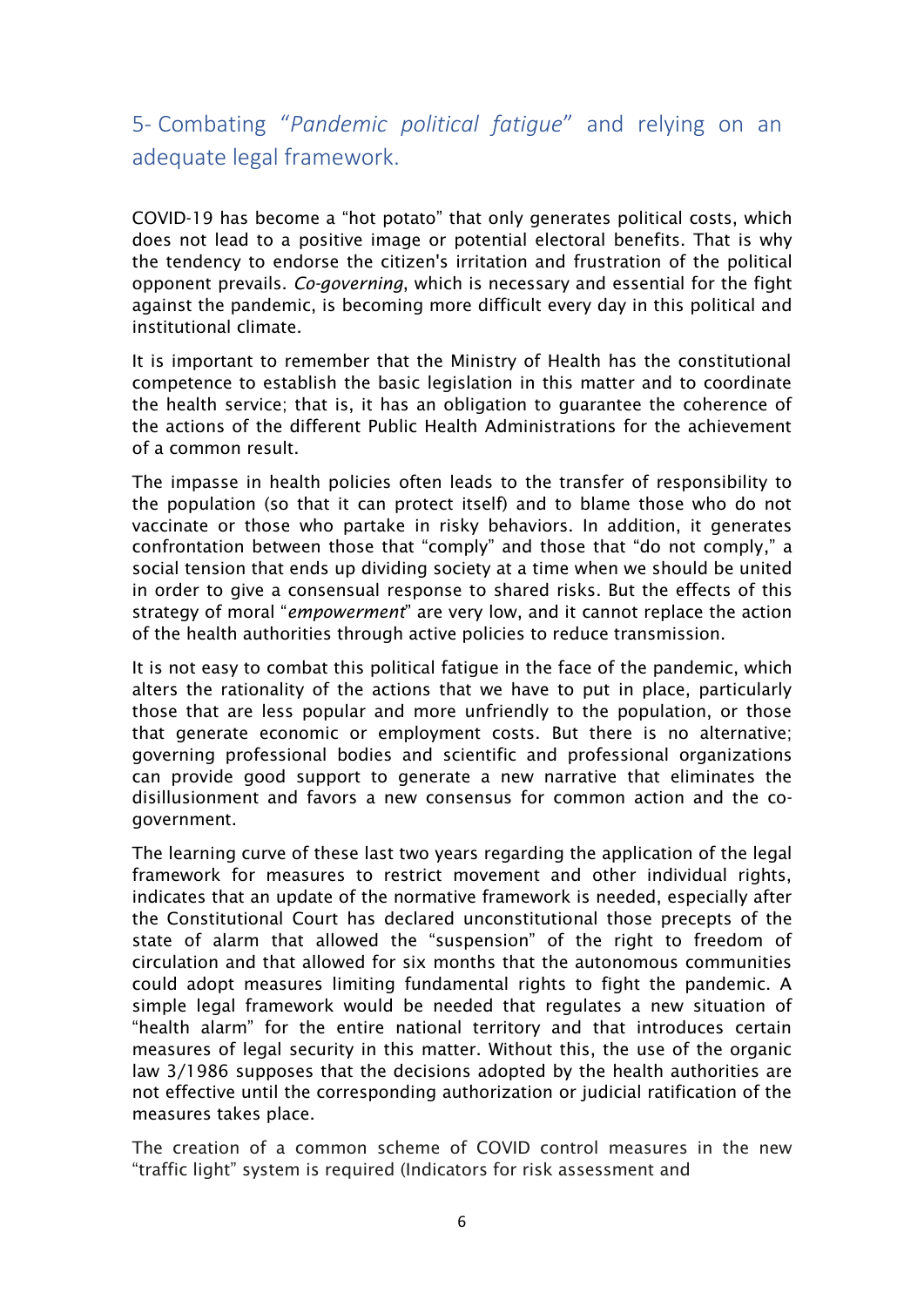## 5- Combating *"Pandemic political fatigue"* and relying on an adequate legal framework.

COVID-19 has become a "hot potato" that only generates political costs, which does not lead to a positive image or potential electoral benefits. That is why the tendency to endorse the citizen's irritation and frustration of the political opponent prevails. *Co-governing*, which is necessary and essential for the fight against the pandemic, is becoming more difficult every day in this political and institutional climate.

It is important to remember that the Ministry of Health has the constitutional competence to establish the basic legislation in this matter and to coordinate the health service; that is, it has an obligation to guarantee the coherence of the actions of the different Public Health Administrations for the achievement of a common result.

The impasse in health policies often leads to the transfer of responsibility to the population (so that it can protect itself) and to blame those who do not vaccinate or those who partake in risky behaviors. In addition, it generates confrontation between those that "comply" and those that "do not comply," a social tension that ends up dividing society at a time when we should be united in order to give a consensual response to shared risks. But the effects of this strategy of moral "*empowerment*" are very low, and it cannot replace the action of the health authorities through active policies to reduce transmission.

It is not easy to combat this political fatigue in the face of the pandemic, which alters the rationality of the actions that we have to put in place, particularly those that are less popular and more unfriendly to the population, or those that generate economic or employment costs. But there is no alternative; governing professional bodies and scientific and professional organizations can provide good support to generate a new narrative that eliminates the disillusionment and favors a new consensus for common action and the co-government.

The learning curve of these last two years regarding the application of the legal framework for measures to restrict movement and other individual rights, indicates that an update of the normative framework is needed, especially after the Constitutional Court has declared unconstitutional those precepts of the state of alarm that allowed the "suspension" of the right to freedom of circulation and that allowed for six months that the autonomous communities could adopt measures limiting fundamental rights to fight the pandemic. A simple legal framework would be needed that regulates a new situation of "health alarm" for the entire national territory and that introduces certain measures of legal security in this matter. Without this, the use of the organic law 3/1986 supposes that the decisions adopted by the health authorities are not effective until the corresponding authorization or judicial ratification of the measures takes place.

The creation of a common scheme of COVID control measures in the new "traffic light" system is required (Indicators for risk assessment and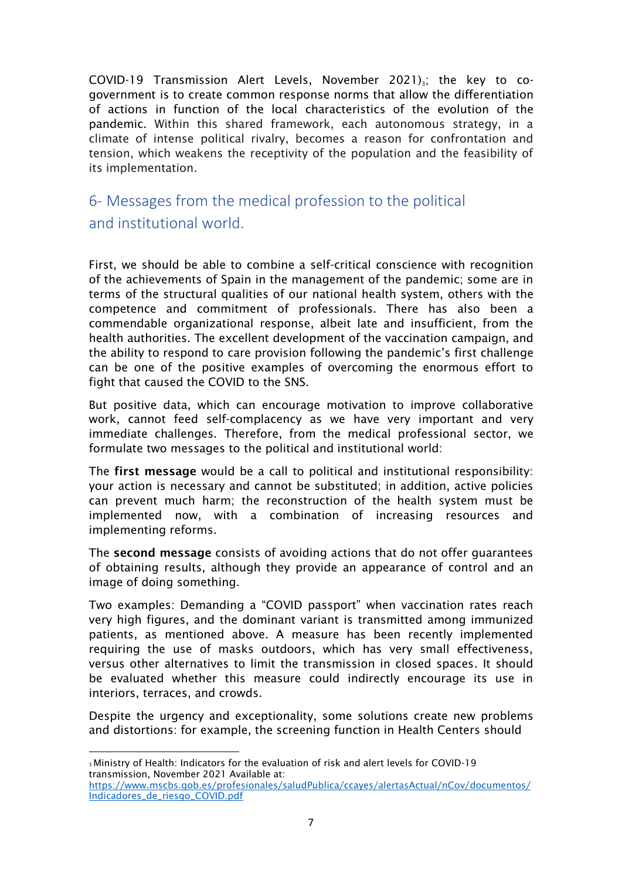COVID-19 Transmission Alert Levels, November 2021)[3]; the key to co-government is to create common response norms that allow the differentiation of actions in function of the local characteristics of the evolution of the pandemic. Within this shared framework, each autonomous strategy, in a climate of intense political rivalry, becomes a reason for confrontation and tension, which weakens the receptivity of the population and the feasibility of its implementation.

## 6- Messages from the medical profession to the political and institutional world.

First, we should be able to combine a self-critical conscience with recognition of the achievements of Spain in the management of the pandemic; some are in terms of the structural qualities of our national health system, others with the competence and commitment of professionals. There has also been a commendable organizational response, albeit late and insufficient, from the health authorities. The excellent development of the vaccination campaign, and the ability to respond to care provision following the pandemic's first challenge can be one of the positive examples of overcoming the enormous effort to fight that caused the COVID to the SNS.

But positive data, which can encourage motivation to improve collaborative work, cannot feed self-complacency as we have very important and very immediate challenges. Therefore, from the medical professional sector, we formulate two messages to the political and institutional world:

The **first message** would be a call to political and institutional responsibility: your action is necessary and cannot be substituted; in addition, active policies can prevent much harm; the reconstruction of the health system must be implemented now, with a combination of increasing resources and implementing reforms.

The **second message** consists of avoiding actions that do not offer guarantees of obtaining results, although they provide an appearance of control and an image of doing something.

Two examples: Demanding a "COVID passport" when vaccination rates reach very high figures, and the dominant variant is transmitted among immunized patients, as mentioned above. A measure has been recently implemented requiring the use of masks outdoors, which has very small effectiveness, versus other alternatives to limit the transmission in closed spaces. It should be evaluated whether this measure could indirectly encourage its use in interiors, terraces, and crowds.

Despite the urgency and exceptionality, some solutions create new problems and distortions: for example, the screening function in Health Centers should

---

[3] Ministry of Health: Indicators for the evaluation of risk and alert levels for COVID-19 transmission, November 2021 Available at: https://www.mscbs.gob.es/profesionales/saludPublica/ccayes/alertasActual/nCov/documentos/Indicadores_de_riesgo_COVID.pdf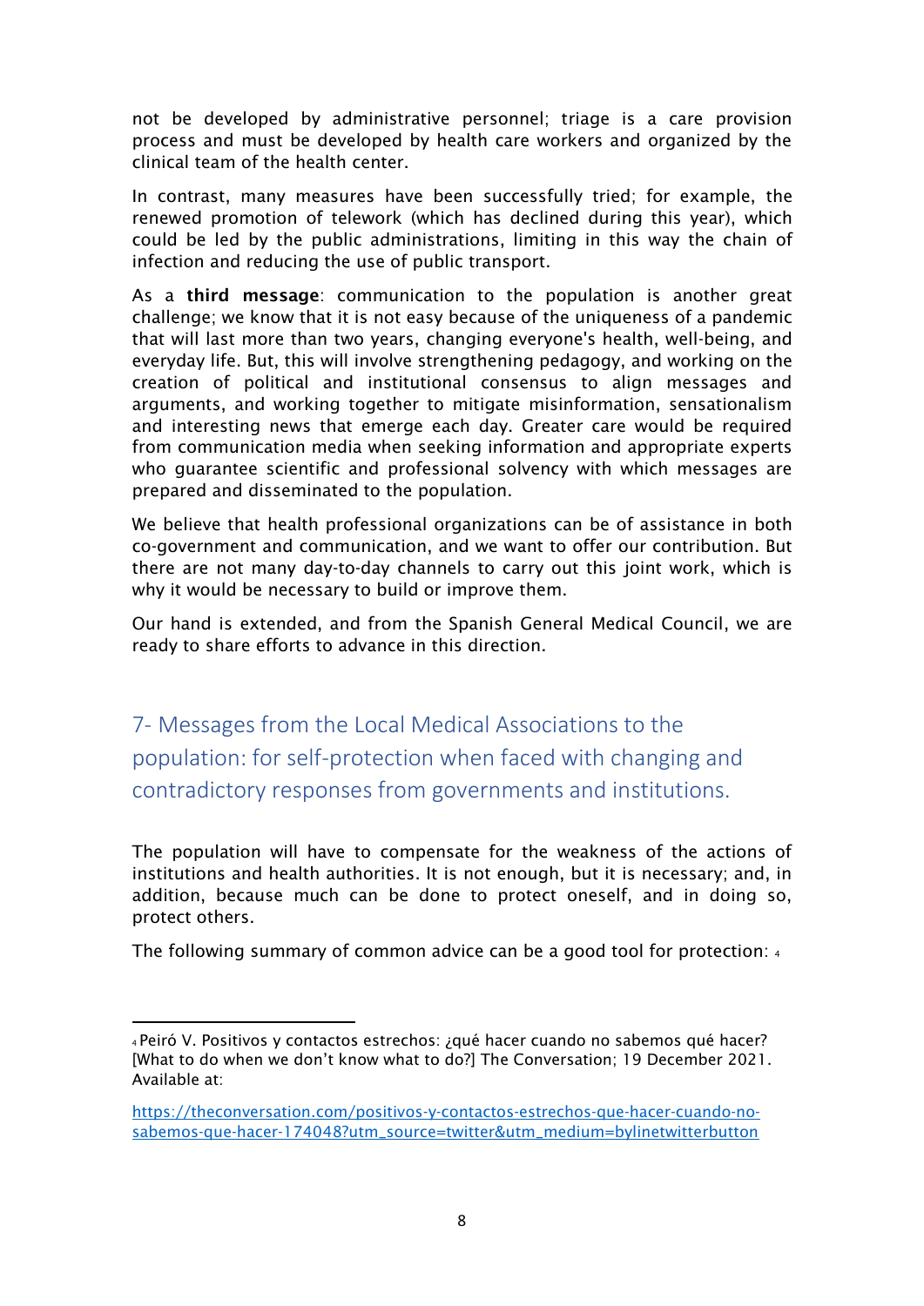not be developed by administrative personnel; triage is a care provision process and must be developed by health care workers and organized by the clinical team of the health center.

In contrast, many measures have been successfully tried; for example, the renewed promotion of telework (which has declined during this year), which could be led by the public administrations, limiting in this way the chain of infection and reducing the use of public transport.

As a **third message**: communication to the population is another great challenge; we know that it is not easy because of the uniqueness of a pandemic that will last more than two years, changing everyone's health, well-being, and everyday life. But, this will involve strengthening pedagogy, and working on the creation of political and institutional consensus to align messages and arguments, and working together to mitigate misinformation, sensationalism and interesting news that emerge each day. Greater care would be required from communication media when seeking information and appropriate experts who guarantee scientific and professional solvency with which messages are prepared and disseminated to the population.

We believe that health professional organizations can be of assistance in both co-government and communication, and we want to offer our contribution. But there are not many day-to-day channels to carry out this joint work, which is why it would be necessary to build or improve them.

Our hand is extended, and from the Spanish General Medical Council, we are ready to share efforts to advance in this direction.

## 7- Messages from the Local Medical Associations to the population: for self-protection when faced with changing and contradictory responses from governments and institutions.

The population will have to compensate for the weakness of the actions of institutions and health authorities. It is not enough, but it is necessary; and, in addition, because much can be done to protect oneself, and in doing so, protect others.

The following summary of common advice can be a good tool for protection: [4]

---

[4] Peiró V. Positivos y contactos estrechos: ¿qué hacer cuando no sabemos qué hacer? [What to do when we don't know what to do?] The Conversation; 19 December 2021. Available at:

https://theconversation.com/positivos-y-contactos-estrechos-que-hacer-cuando-no-sabemos-que-hacer-174048?utm_source=twitter&utm_medium=bylinetwitterbutton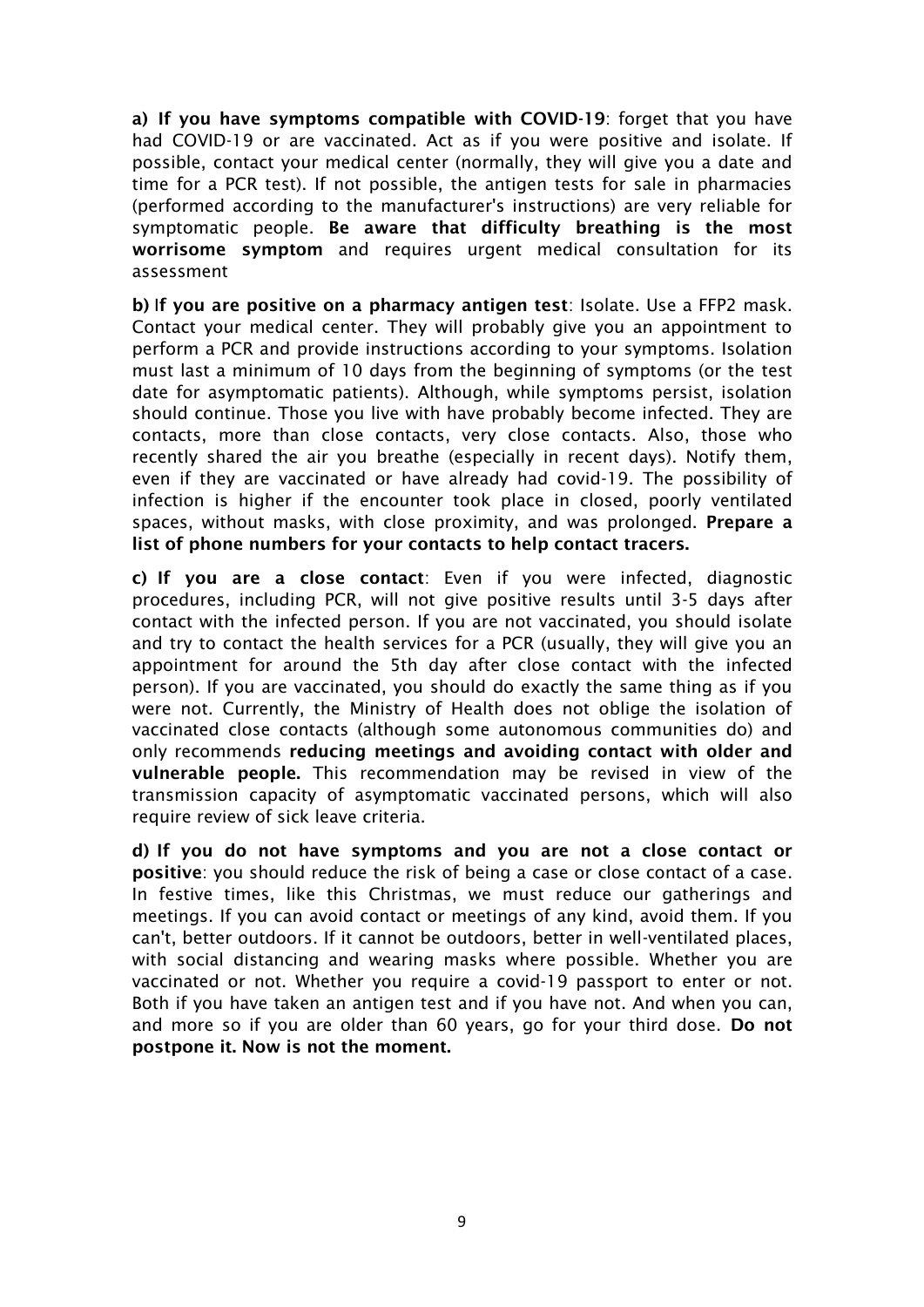**a) If you have symptoms compatible with COVID-19**: forget that you have had COVID-19 or are vaccinated. Act as if you were positive and isolate. If possible, contact your medical center (normally, they will give you a date and time for a PCR test). If not possible, the antigen tests for sale in pharmacies (performed according to the manufacturer's instructions) are very reliable for symptomatic people. **Be aware that difficulty breathing is the most worrisome symptom** and requires urgent medical consultation for its assessment

**b) If you are positive on a pharmacy antigen test**: Isolate. Use a FFP2 mask. Contact your medical center. They will probably give you an appointment to perform a PCR and provide instructions according to your symptoms. Isolation must last a minimum of 10 days from the beginning of symptoms (or the test date for asymptomatic patients). Although, while symptoms persist, isolation should continue. Those you live with have probably become infected. They are contacts, more than close contacts, very close contacts. Also, those who recently shared the air you breathe (especially in recent days). Notify them, even if they are vaccinated or have already had covid-19. The possibility of infection is higher if the encounter took place in closed, poorly ventilated spaces, without masks, with close proximity, and was prolonged. **Prepare a list of phone numbers for your contacts to help contact tracers.**

**c) If you are a close contact**: Even if you were infected, diagnostic procedures, including PCR, will not give positive results until 3-5 days after contact with the infected person. If you are not vaccinated, you should isolate and try to contact the health services for a PCR (usually, they will give you an appointment for around the 5th day after close contact with the infected person). If you are vaccinated, you should do exactly the same thing as if you were not. Currently, the Ministry of Health does not oblige the isolation of vaccinated close contacts (although some autonomous communities do) and only recommends **reducing meetings and avoiding contact with older and vulnerable people.** This recommendation may be revised in view of the transmission capacity of asymptomatic vaccinated persons, which will also require review of sick leave criteria.

**d) If you do not have symptoms and you are not a close contact or positive**: you should reduce the risk of being a case or close contact of a case. In festive times, like this Christmas, we must reduce our gatherings and meetings. If you can avoid contact or meetings of any kind, avoid them. If you can't, better outdoors. If it cannot be outdoors, better in well-ventilated places, with social distancing and wearing masks where possible. Whether you are vaccinated or not. Whether you require a covid-19 passport to enter or not. Both if you have taken an antigen test and if you have not. And when you can, and more so if you are older than 60 years, go for your third dose. **Do not postpone it. Now is not the moment.**